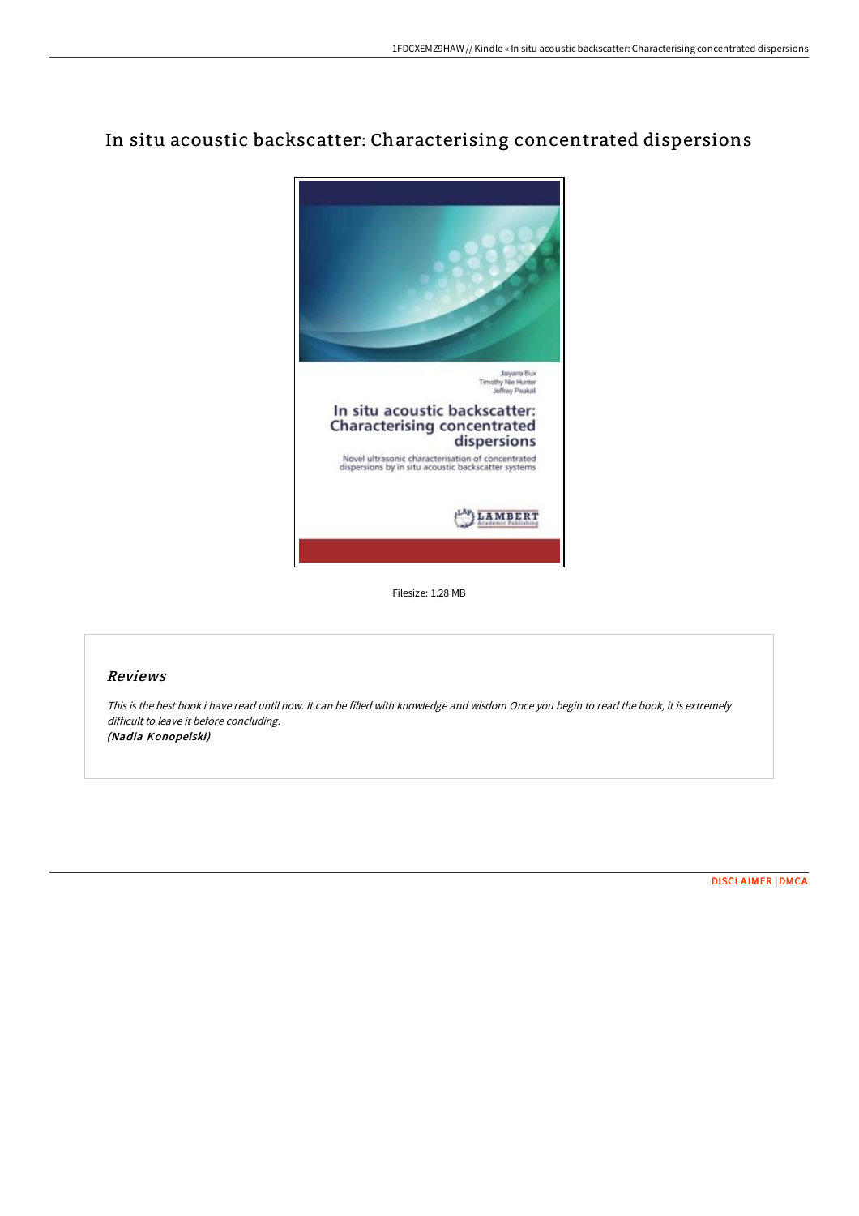# In situ acoustic backscatter: Characterising concentrated dispersions

Filesize: 1.28 MB

## Reviews

*This is the best book i have read until now. It can be filled with knowledge and wisdom Once you begin to read the book, it is extremely difficult to leave it before concluding.*
***(Nadia Konopelski)***

DISCLAIMER | DMCA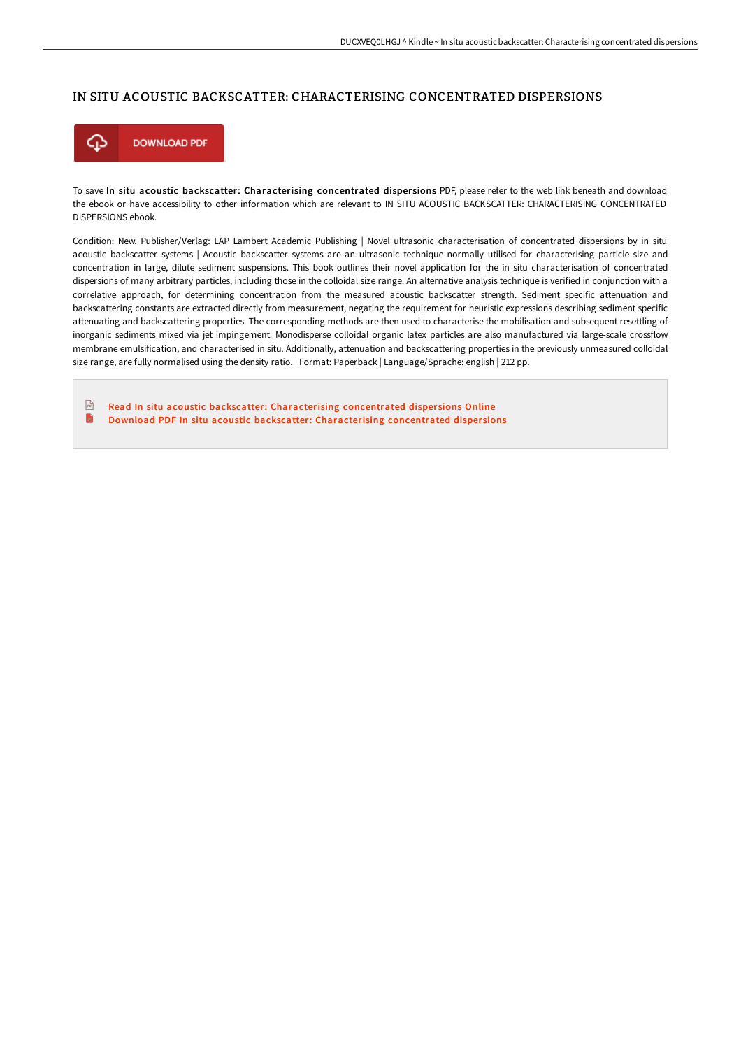# IN SITU ACOUSTIC BACKSCATTER: CHARACTERISING CONCENTRATED DISPERSIONS

DOWNLOAD PDF

To save **In situ acoustic backscatter: Characterising concentrated dispersions** PDF, please refer to the web link beneath and download the ebook or have accessibility to other information which are relevant to IN SITU ACOUSTIC BACKSCATTER: CHARACTERISING CONCENTRATED DISPERSIONS ebook.

Condition: New. Publisher/Verlag: LAP Lambert Academic Publishing | Novel ultrasonic characterisation of concentrated dispersions by in situ acoustic backscatter systems | Acoustic backscatter systems are an ultrasonic technique normally utilised for characterising particle size and concentration in large, dilute sediment suspensions. This book outlines their novel application for the in situ characterisation of concentrated dispersions of many arbitrary particles, including those in the colloidal size range. An alternative analysis technique is verified in conjunction with a correlative approach, for determining concentration from the measured acoustic backscatter strength. Sediment specific attenuation and backscattering constants are extracted directly from measurement, negating the requirement for heuristic expressions describing sediment specific attenuating and backscattering properties. The corresponding methods are then used to characterise the mobilisation and subsequent resettling of inorganic sediments mixed via jet impingement. Monodisperse colloidal organic latex particles are also manufactured via large-scale crossflow membrane emulsification, and characterised in situ. Additionally, attenuation and backscattering properties in the previously unmeasured colloidal size range, are fully normalised using the density ratio. | Format: Paperback | Language/Sprache: english | 212 pp.

- Read In situ acoustic backscatter: Characterising concentrated dispersions Online
- Download PDF In situ acoustic backscatter: Characterising concentrated dispersions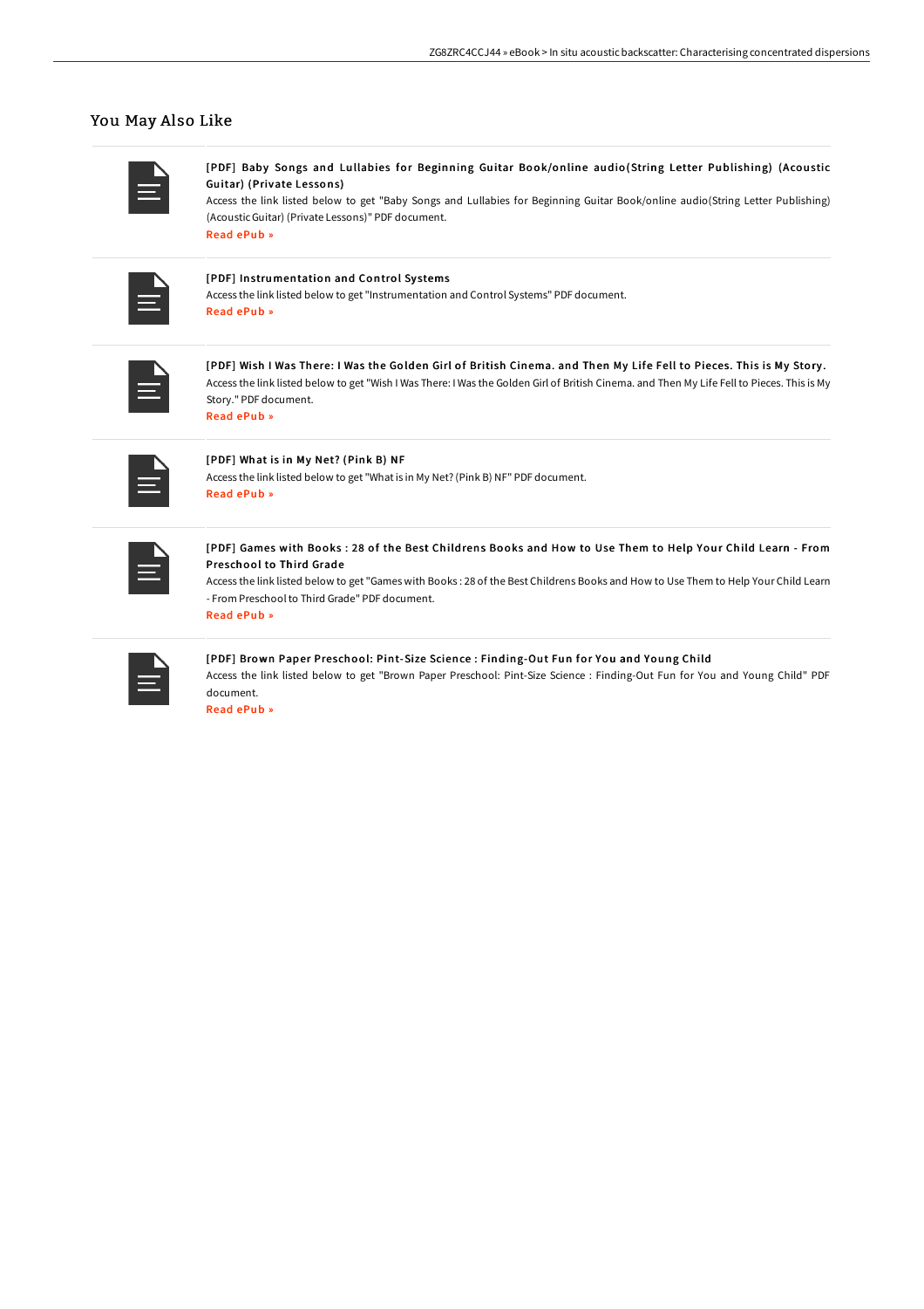## You May Also Like

**[PDF] Baby Songs and Lullabies for Beginning Guitar Book/online audio(String Letter Publishing) (Acoustic Guitar) (Private Lessons)**

Access the link listed below to get "Baby Songs and Lullabies for Beginning Guitar Book/online audio(String Letter Publishing) (Acoustic Guitar) (Private Lessons)" PDF document.

Read ePub »

**[PDF] Instrumentation and Control Systems**

Access the link listed below to get "Instrumentation and Control Systems" PDF document.

Read ePub »

**[PDF] Wish I Was There: I Was the Golden Girl of British Cinema. and Then My Life Fell to Pieces. This is My Story.**

Access the link listed below to get "Wish I Was There: I Was the Golden Girl of British Cinema. and Then My Life Fell to Pieces. This is My Story." PDF document.

Read ePub »

**[PDF] What is in My Net? (Pink B) NF**

Access the link listed below to get "What is in My Net? (Pink B) NF" PDF document.

Read ePub »

**[PDF] Games with Books : 28 of the Best Childrens Books and How to Use Them to Help Your Child Learn - From Preschool to Third Grade**

Access the link listed below to get "Games with Books : 28 of the Best Childrens Books and How to Use Them to Help Your Child Learn - From Preschool to Third Grade" PDF document.

Read ePub »

**[PDF] Brown Paper Preschool: Pint-Size Science : Finding-Out Fun for You and Young Child**

Access the link listed below to get "Brown Paper Preschool: Pint-Size Science : Finding-Out Fun for You and Young Child" PDF document.

Read ePub »